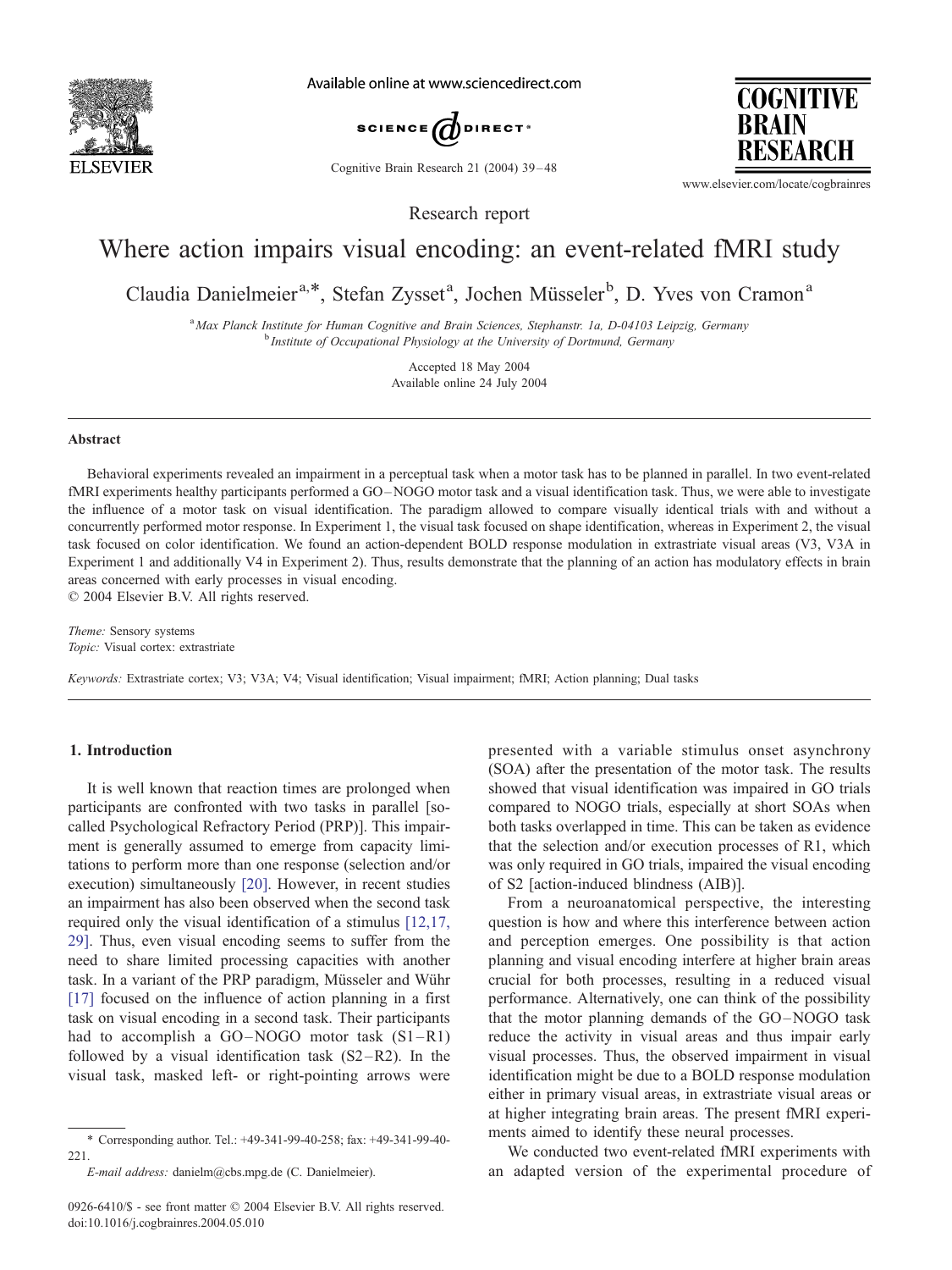Research report

# Where action impairs visual encoding: an event-related fMRI study

Claudia Danielmeier[a,*], Stefan Zysset[a], Jochen Müsseler[b], D. Yves von Cramon[a]

[a] Max Planck Institute for Human Cognitive and Brain Sciences, Stephanstr. 1a, D-04103 Leipzig, Germany
[b] Institute of Occupational Physiology at the University of Dortmund, Germany

Accepted 18 May 2004
Available online 24 July 2004

## Abstract

Behavioral experiments revealed an impairment in a perceptual task when a motor task has to be planned in parallel. In two event-related fMRI experiments healthy participants performed a GO–NOGO motor task and a visual identification task. Thus, we were able to investigate the influence of a motor task on visual identification. The paradigm allowed to compare visually identical trials with and without a concurrently performed motor response. In Experiment 1, the visual task focused on shape identification, whereas in Experiment 2, the visual task focused on color identification. We found an action-dependent BOLD response modulation in extrastriate visual areas (V3, V3A in Experiment 1 and additionally V4 in Experiment 2). Thus, results demonstrate that the planning of an action has modulatory effects in brain areas concerned with early processes in visual encoding.
© 2004 Elsevier B.V. All rights reserved.

*Theme:* Sensory systems
*Topic:* Visual cortex: extrastriate

*Keywords:* Extrastriate cortex; V3; V3A; V4; Visual identification; Visual impairment; fMRI; Action planning; Dual tasks

## 1. Introduction

It is well known that reaction times are prolonged when participants are confronted with two tasks in parallel [so-called Psychological Refractory Period (PRP)]. This impairment is generally assumed to emerge from capacity limitations to perform more than one response (selection and/or execution) simultaneously [20]. However, in recent studies an impairment has also been observed when the second task required only the visual identification of a stimulus [12,17,29]. Thus, even visual encoding seems to suffer from the need to share limited processing capacities with another task. In a variant of the PRP paradigm, Müsseler and Wühr [17] focused on the influence of action planning in a first task on visual encoding in a second task. Their participants had to accomplish a GO–NOGO motor task (S1–R1) followed by a visual identification task (S2–R2). In the visual task, masked left- or right-pointing arrows were presented with a variable stimulus onset asynchrony (SOA) after the presentation of the motor task. The results showed that visual identification was impaired in GO trials compared to NOGO trials, especially at short SOAs when both tasks overlapped in time. This can be taken as evidence that the selection and/or execution processes of R1, which was only required in GO trials, impaired the visual encoding of S2 [action-induced blindness (AIB)].

From a neuroanatomical perspective, the interesting question is how and where this interference between action and perception emerges. One possibility is that action planning and visual encoding interfere at higher brain areas crucial for both processes, resulting in a reduced visual performance. Alternatively, one can think of the possibility that the motor planning demands of the GO–NOGO task reduce the activity in visual areas and thus impair early visual processes. Thus, the observed impairment in visual identification might be due to a BOLD response modulation either in primary visual areas, in extrastriate visual areas or at higher integrating brain areas. The present fMRI experiments aimed to identify these neural processes.

We conducted two event-related fMRI experiments with an adapted version of the experimental procedure of

\* Corresponding author. Tel.: +49-341-99-40-258; fax: +49-341-99-40-221.
*E-mail address:* danielm@cbs.mpg.de (C. Danielmeier).

0926-6410/$ - see front matter © 2004 Elsevier B.V. All rights reserved.
doi:10.1016/j.cogbrainres.2004.05.010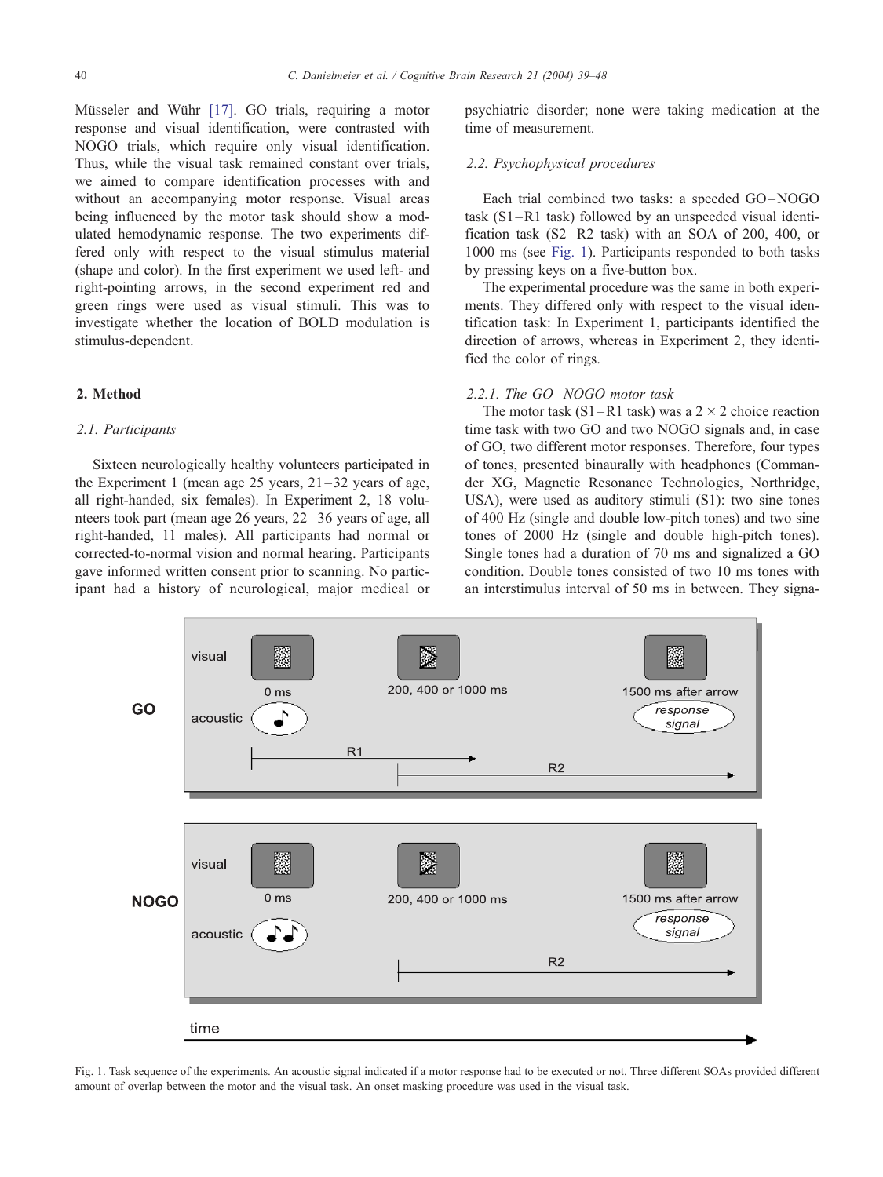Müsseler and Wühr [17]. GO trials, requiring a motor response and visual identification, were contrasted with NOGO trials, which require only visual identification. Thus, while the visual task remained constant over trials, we aimed to compare identification processes with and without an accompanying motor response. Visual areas being influenced by the motor task should show a modulated hemodynamic response. The two experiments differed only with respect to the visual stimulus material (shape and color). In the first experiment we used left- and right-pointing arrows, in the second experiment red and green rings were used as visual stimuli. This was to investigate whether the location of BOLD modulation is stimulus-dependent.

## 2. Method

### 2.1. Participants

Sixteen neurologically healthy volunteers participated in the Experiment 1 (mean age 25 years, 21–32 years of age, all right-handed, six females). In Experiment 2, 18 volunteers took part (mean age 26 years, 22–36 years of age, all right-handed, 11 males). All participants had normal or corrected-to-normal vision and normal hearing. Participants gave informed written consent prior to scanning. No participant had a history of neurological, major medical or psychiatric disorder; none were taking medication at the time of measurement.

### 2.2. Psychophysical procedures

Each trial combined two tasks: a speeded GO–NOGO task (S1–R1 task) followed by an unspeeded visual identification task (S2–R2 task) with an SOA of 200, 400, or 1000 ms (see Fig. 1). Participants responded to both tasks by pressing keys on a five-button box.

The experimental procedure was the same in both experiments. They differed only with respect to the visual identification task: In Experiment 1, participants identified the direction of arrows, whereas in Experiment 2, they identified the color of rings.

#### 2.2.1. The GO–NOGO motor task

The motor task (S1–R1 task) was a $2 \times 2$ choice reaction time task with two GO and two NOGO signals and, in case of GO, two different motor responses. Therefore, four types of tones, presented binaurally with headphones (Commander XG, Magnetic Resonance Technologies, Northridge, USA), were used as auditory stimuli (S1): two sine tones of 400 Hz (single and double low-pitch tones) and two sine tones of 2000 Hz (single and double high-pitch tones). Single tones had a duration of 70 ms and signalized a GO condition. Double tones consisted of two 10 ms tones with an interstimulus interval of 50 ms in between. They signa-

Fig. 1. Task sequence of the experiments. An acoustic signal indicated if a motor response had to be executed or not. Three different SOAs provided different amount of overlap between the motor and the visual task. An onset masking procedure was used in the visual task.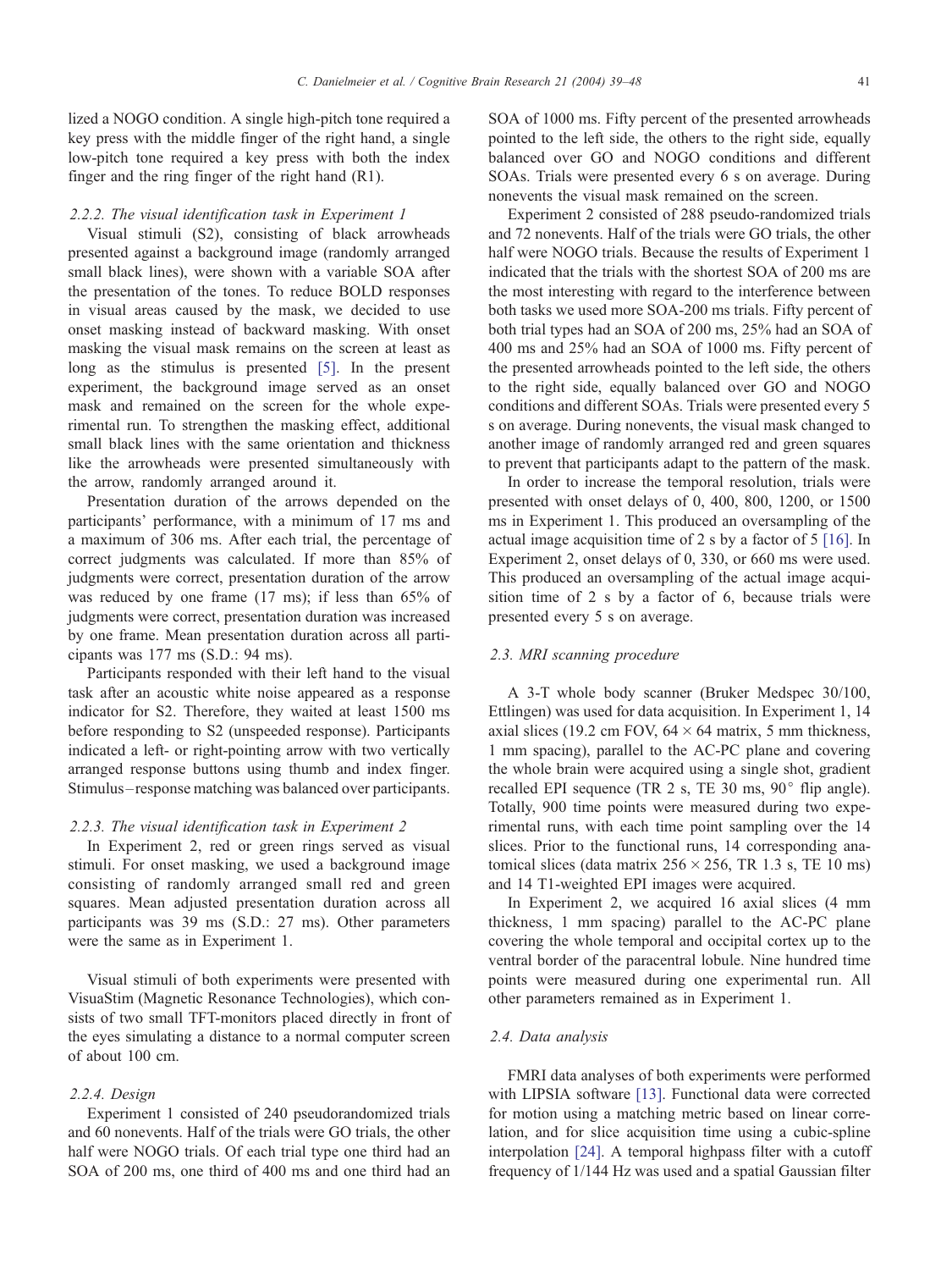lized a NOGO condition. A single high-pitch tone required a key press with the middle finger of the right hand, a single low-pitch tone required a key press with both the index finger and the ring finger of the right hand (R1).

### *2.2.2. The visual identification task in Experiment 1*

Visual stimuli (S2), consisting of black arrowheads presented against a background image (randomly arranged small black lines), were shown with a variable SOA after the presentation of the tones. To reduce BOLD responses in visual areas caused by the mask, we decided to use onset masking instead of backward masking. With onset masking the visual mask remains on the screen at least as long as the stimulus is presented [5]. In the present experiment, the background image served as an onset mask and remained on the screen for the whole experimental run. To strengthen the masking effect, additional small black lines with the same orientation and thickness like the arrowheads were presented simultaneously with the arrow, randomly arranged around it.

Presentation duration of the arrows depended on the participants' performance, with a minimum of 17 ms and a maximum of 306 ms. After each trial, the percentage of correct judgments was calculated. If more than 85% of judgments were correct, presentation duration of the arrow was reduced by one frame (17 ms); if less than 65% of judgments were correct, presentation duration was increased by one frame. Mean presentation duration across all participants was 177 ms (S.D.: 94 ms).

Participants responded with their left hand to the visual task after an acoustic white noise appeared as a response indicator for S2. Therefore, they waited at least 1500 ms before responding to S2 (unspeeded response). Participants indicated a left- or right-pointing arrow with two vertically arranged response buttons using thumb and index finger. Stimulus–response matching was balanced over participants.

### *2.2.3. The visual identification task in Experiment 2*

In Experiment 2, red or green rings served as visual stimuli. For onset masking, we used a background image consisting of randomly arranged small red and green squares. Mean adjusted presentation duration across all participants was 39 ms (S.D.: 27 ms). Other parameters were the same as in Experiment 1.

Visual stimuli of both experiments were presented with VisuaStim (Magnetic Resonance Technologies), which consists of two small TFT-monitors placed directly in front of the eyes simulating a distance to a normal computer screen of about 100 cm.

### *2.2.4. Design*

Experiment 1 consisted of 240 pseudorandomized trials and 60 nonevents. Half of the trials were GO trials, the other half were NOGO trials. Of each trial type one third had an SOA of 200 ms, one third of 400 ms and one third had an SOA of 1000 ms. Fifty percent of the presented arrowheads pointed to the left side, the others to the right side, equally balanced over GO and NOGO conditions and different SOAs. Trials were presented every 6 s on average. During nonevents the visual mask remained on the screen.

Experiment 2 consisted of 288 pseudo-randomized trials and 72 nonevents. Half of the trials were GO trials, the other half were NOGO trials. Because the results of Experiment 1 indicated that the trials with the shortest SOA of 200 ms are the most interesting with regard to the interference between both tasks we used more SOA-200 ms trials. Fifty percent of both trial types had an SOA of 200 ms, 25% had an SOA of 400 ms and 25% had an SOA of 1000 ms. Fifty percent of the presented arrowheads pointed to the left side, the others to the right side, equally balanced over GO and NOGO conditions and different SOAs. Trials were presented every 5 s on average. During nonevents, the visual mask changed to another image of randomly arranged red and green squares to prevent that participants adapt to the pattern of the mask.

In order to increase the temporal resolution, trials were presented with onset delays of 0, 400, 800, 1200, or 1500 ms in Experiment 1. This produced an oversampling of the actual image acquisition time of 2 s by a factor of 5 [16]. In Experiment 2, onset delays of 0, 330, or 660 ms were used. This produced an oversampling of the actual image acquisition time of 2 s by a factor of 6, because trials were presented every 5 s on average.

## *2.3. MRI scanning procedure*

A 3-T whole body scanner (Bruker Medspec 30/100, Ettlingen) was used for data acquisition. In Experiment 1, 14 axial slices (19.2 cm FOV, $64 \times 64$ matrix, 5 mm thickness, 1 mm spacing), parallel to the AC-PC plane and covering the whole brain were acquired using a single shot, gradient recalled EPI sequence (TR 2 s, TE 30 ms, 90° flip angle). Totally, 900 time points were measured during two experimental runs, with each time point sampling over the 14 slices. Prior to the functional runs, 14 corresponding anatomical slices (data matrix $256 \times 256$, TR 1.3 s, TE 10 ms) and 14 T1-weighted EPI images were acquired.

In Experiment 2, we acquired 16 axial slices (4 mm thickness, 1 mm spacing) parallel to the AC-PC plane covering the whole temporal and occipital cortex up to the ventral border of the paracentral lobule. Nine hundred time points were measured during one experimental run. All other parameters remained as in Experiment 1.

## *2.4. Data analysis*

FMRI data analyses of both experiments were performed with LIPSIA software [13]. Functional data were corrected for motion using a matching metric based on linear correlation, and for slice acquisition time using a cubic-spline interpolation [24]. A temporal highpass filter with a cutoff frequency of 1/144 Hz was used and a spatial Gaussian filter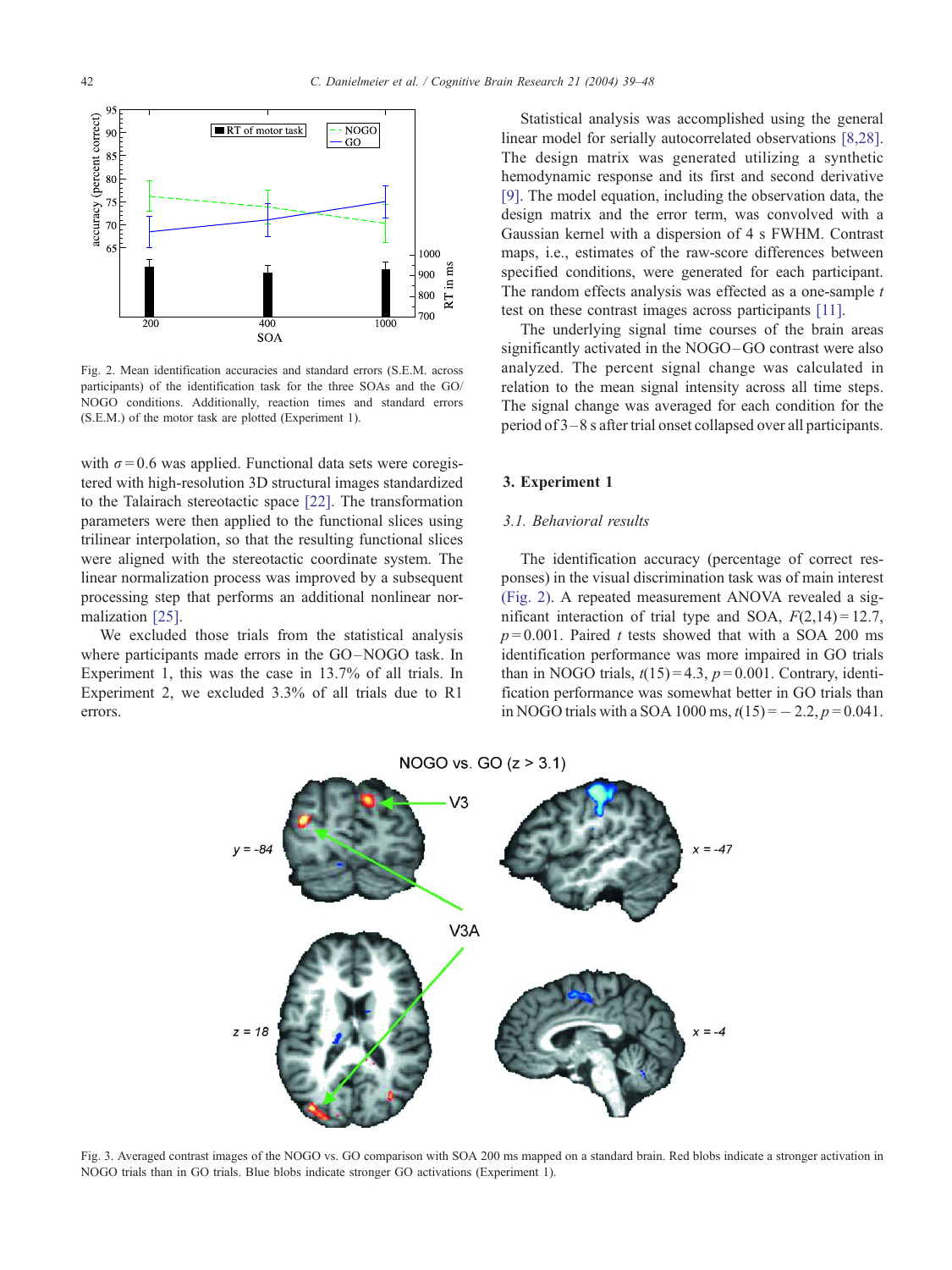Fig. 2. Mean identification accuracies and standard errors (S.E.M. across participants) of the identification task for the three SOAs and the GO/NOGO conditions. Additionally, reaction times and standard errors (S.E.M.) of the motor task are plotted (Experiment 1).

with $\sigma = 0.6$ was applied. Functional data sets were coregistered with high-resolution 3D structural images standardized to the Talairach stereotactic space [22]. The transformation parameters were then applied to the functional slices using trilinear interpolation, so that the resulting functional slices were aligned with the stereotactic coordinate system. The linear normalization process was improved by a subsequent processing step that performs an additional nonlinear normalization [25].

We excluded those trials from the statistical analysis where participants made errors in the GO–NOGO task. In Experiment 1, this was the case in 13.7% of all trials. In Experiment 2, we excluded 3.3% of all trials due to R1 errors.

Statistical analysis was accomplished using the general linear model for serially autocorrelated observations [8,28]. The design matrix was generated utilizing a synthetic hemodynamic response and its first and second derivative [9]. The model equation, including the observation data, the design matrix and the error term, was convolved with a Gaussian kernel with a dispersion of 4 s FWHM. Contrast maps, i.e., estimates of the raw-score differences between specified conditions, were generated for each participant. The random effects analysis was effected as a one-sample *t* test on these contrast images across participants [11].

The underlying signal time courses of the brain areas significantly activated in the NOGO–GO contrast were also analyzed. The percent signal change was calculated in relation to the mean signal intensity across all time steps. The signal change was averaged for each condition for the period of 3–8 s after trial onset collapsed over all participants.

## 3. Experiment 1

### 3.1. Behavioral results

The identification accuracy (percentage of correct responses) in the visual discrimination task was of main interest (Fig. 2). A repeated measurement ANOVA revealed a significant interaction of trial type and SOA, $F(2,14) = 12.7$, $p = 0.001$. Paired *t* tests showed that with a SOA 200 ms identification performance was more impaired in GO trials than in NOGO trials, $t(15) = 4.3$, $p = 0.001$. Contrary, identification performance was somewhat better in GO trials than in NOGO trials with a SOA 1000 ms, $t(15) = -2.2$, $p = 0.041$.

Fig. 3. Averaged contrast images of the NOGO vs. GO comparison with SOA 200 ms mapped on a standard brain. Red blobs indicate a stronger activation in NOGO trials than in GO trials. Blue blobs indicate stronger GO activations (Experiment 1).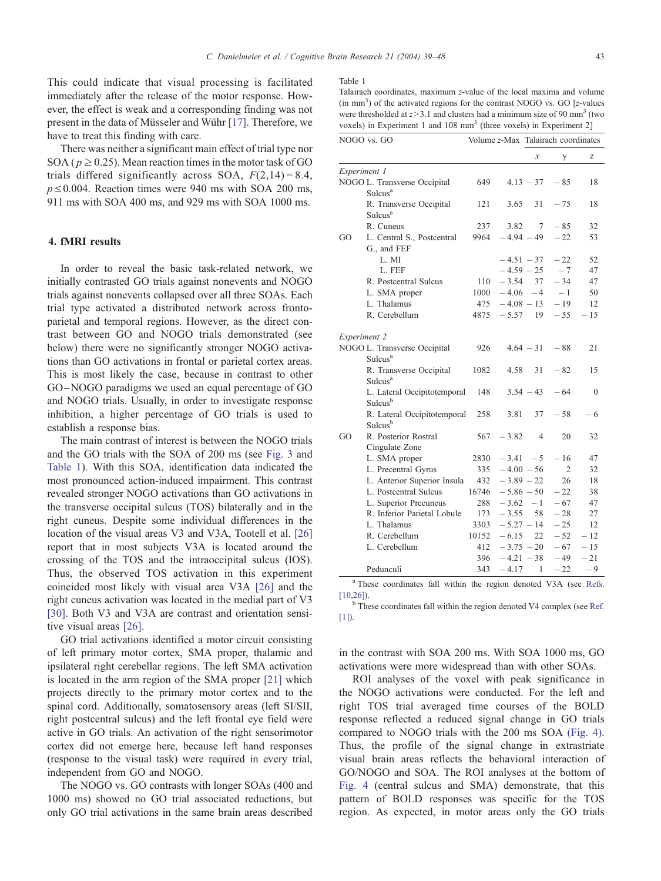This could indicate that visual processing is facilitated immediately after the release of the motor response. However, the effect is weak and a corresponding finding was not present in the data of Müsseler and Wühr [17]. Therefore, we have to treat this finding with care.

There was neither a significant main effect of trial type nor SOA ($p \geq 0.25$). Mean reaction times in the motor task of GO trials differed significantly across SOA, $F(2,14) = 8.4$, $p \leq 0.004$. Reaction times were 940 ms with SOA 200 ms, 911 ms with SOA 400 ms, and 929 ms with SOA 1000 ms.

## 4. fMRI results

In order to reveal the basic task-related network, we initially contrasted GO trials against nonevents and NOGO trials against nonevents collapsed over all three SOAs. Each trial type activated a distributed network across fronto-parietal and temporal regions. However, as the direct contrast between GO and NOGO trials demonstrated (see below) there were no significantly stronger NOGO activations than GO activations in frontal or parietal cortex areas. This is most likely the case, because in contrast to other GO–NOGO paradigms we used an equal percentage of GO and NOGO trials. Usually, in order to investigate response inhibition, a higher percentage of GO trials is used to establish a response bias.

The main contrast of interest is between the NOGO trials and the GO trials with the SOA of 200 ms (see Fig. 3 and Table 1). With this SOA, identification data indicated the most pronounced action-induced impairment. This contrast revealed stronger NOGO activations than GO activations in the transverse occipital sulcus (TOS) bilaterally and in the right cuneus. Despite some individual differences in the location of the visual areas V3 and V3A, Tootell et al. [26] report that in most subjects V3A is located around the crossing of the TOS and the intraoccipital sulcus (IOS). Thus, the observed TOS activation in this experiment coincided most likely with visual area V3A [26] and the right cuneus activation was located in the medial part of V3 [30]. Both V3 and V3A are contrast and orientation sensitive visual areas [26].

GO trial activations identified a motor circuit consisting of left primary motor cortex, SMA proper, thalamic and ipsilateral right cerebellar regions. The left SMA activation is located in the arm region of the SMA proper [21] which projects directly to the primary motor cortex and to the spinal cord. Additionally, somatosensory areas (left SI/SII, right postcentral sulcus) and the left frontal eye field were active in GO trials. An activation of the right sensorimotor cortex did not emerge here, because left hand responses (response to the visual task) were required in every trial, independent from GO and NOGO.

The NOGO vs. GO contrasts with longer SOAs (400 and 1000 ms) showed no GO trial associated reductions, but only GO trial activations in the same brain areas described in the contrast with SOA 200 ms. With SOA 1000 ms, GO activations were more widespread than with other SOAs.

ROI analyses of the voxel with peak significance in the NOGO activations were conducted. For the left and right TOS trial averaged time courses of the BOLD response reflected a reduced signal change in GO trials compared to NOGO trials with the 200 ms SOA (Fig. 4). Thus, the profile of the signal change in extrastriate visual brain areas reflects the behavioral interaction of GO/NOGO and SOA. The ROI analyses at the bottom of Fig. 4 (central sulcus and SMA) demonstrate, that this pattern of BOLD responses was specific for the TOS region. As expected, in motor areas only the GO trials

Table 1

Talairach coordinates, maximum *z*-value of the local maxima and volume (in mm$^3$) of the activated regions for the contrast NOGO vs. GO [*z*-values were thresholded at $z > 3.1$ and clusters had a minimum size of 90 mm$^3$ (two voxels) in Experiment 1 and 108 mm$^3$ (three voxels) in Experiment 2]

| NOGO vs. GO | | Volume | *z*-Max | Talairach coordinates | | |
|---|---|---|---|---|---|---|
| | | | | *x* | y | z |
| *Experiment 1* | | | | | | |
| NOGO | L. Transverse Occipital Sulcus[a] | 649 | 4.13 | −37 | −85 | 18 |
| | R. Transverse Occipital Sulcus[a] | 121 | 3.65 | 31 | −75 | 18 |
| | R. Cuneus | 237 | 3.82 | 7 | −85 | 32 |
| GO | L. Central S., Postcentral G., and FEF | 9964 | −4.94 | −49 | −22 | 53 |
| | L. MI | | −4.51 | −37 | −22 | 52 |
| | L. FEF | | −4.59 | −25 | −7 | 47 |
| | R. Postcentral Sulcus | 110 | −3.54 | 37 | −34 | 47 |
| | L. SMA proper | 1000 | −4.06 | −4 | −1 | 50 |
| | L. Thalamus | 475 | −4.08 | −13 | −19 | 12 |
| | R. Cerebellum | 4875 | −5.57 | 19 | −55 | −15 |
| *Experiment 2* | | | | | | |
| NOGO | L. Transverse Occipital Sulcus[a] | 926 | 4.64 | −31 | −88 | 21 |
| | R. Transverse Occipital Sulcus[a] | 1082 | 4.58 | 31 | −82 | 15 |
| | L. Lateral Occipitotemporal Sulcus[b] | 148 | 3.54 | −43 | −64 | 0 |
| | R. Lateral Occipitotemporal Sulcus[b] | 258 | 3.81 | 37 | −58 | −6 |
| GO | R. Posterior Rostral Cingulate Zone | 567 | −3.82 | 4 | 20 | 32 |
| | L. SMA proper | 2830 | −3.41 | −5 | −16 | 47 |
| | L. Precentral Gyrus | 335 | −4.00 | −56 | 2 | 32 |
| | L. Anterior Superior Insula | 432 | −3.89 | −22 | 26 | 18 |
| | L. Postcentral Sulcus | 16746 | −5.86 | −50 | −22 | 38 |
| | L. Superior Precuneus | 288 | −3.62 | −1 | −67 | 47 |
| | R. Inferior Parietal Lobule | 173 | −3.55 | 58 | −28 | 27 |
| | L. Thalamus | 3303 | −5.27 | −14 | −25 | 12 |
| | R. Cerebellum | 10152 | −6.15 | 22 | −52 | −12 |
| | L. Cerebellum | 412 | −3.75 | −20 | −67 | −15 |
| | | 396 | −4.21 | −38 | −49 | −21 |
| | Pedunculi | 343 | −4.17 | 1 | −22 | −9 |

[a] These coordinates fall within the region denoted V3A (see Refs. [10,26]).

[b] These coordinates fall within the region denoted V4 complex (see Ref. [1]).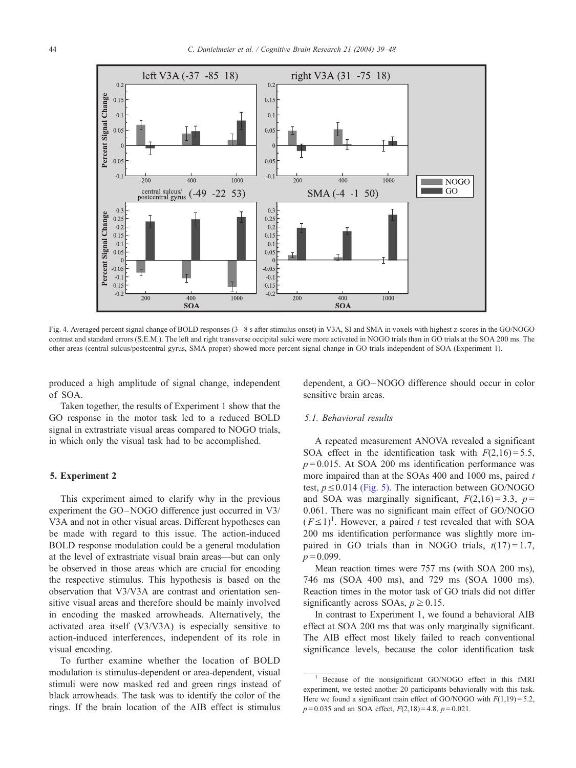Fig. 4. Averaged percent signal change of BOLD responses (3–8 s after stimulus onset) in V3A, SI and SMA in voxels with highest z-scores in the GO/NOGO contrast and standard errors (S.E.M.). The left and right transverse occipital sulci were more activated in NOGO trials than in GO trials at the SOA 200 ms. The other areas (central sulcus/postcentral gyrus, SMA proper) showed more percent signal change in GO trials independent of SOA (Experiment 1).

produced a high amplitude of signal change, independent of SOA.

Taken together, the results of Experiment 1 show that the GO response in the motor task led to a reduced BOLD signal in extrastriate visual areas compared to NOGO trials, in which only the visual task had to be accomplished.

## 5. Experiment 2

This experiment aimed to clarify why in the previous experiment the GO–NOGO difference just occurred in V3/V3A and not in other visual areas. Different hypotheses can be made with regard to this issue. The action-induced BOLD response modulation could be a general modulation at the level of extrastriate visual brain areas—but can only be observed in those areas which are crucial for encoding the respective stimulus. This hypothesis is based on the observation that V3/V3A are contrast and orientation sensitive visual areas and therefore should be mainly involved in encoding the masked arrowheads. Alternatively, the activated area itself (V3/V3A) is especially sensitive to action-induced interferences, independent of its role in visual encoding.

To further examine whether the location of BOLD modulation is stimulus-dependent or area-dependent, visual stimuli were now masked red and green rings instead of black arrowheads. The task was to identify the color of the rings. If the brain location of the AIB effect is stimulus dependent, a GO–NOGO difference should occur in color sensitive brain areas.

### 5.1. Behavioral results

A repeated measurement ANOVA revealed a significant SOA effect in the identification task with $F(2,16) = 5.5$, $p = 0.015$. At SOA 200 ms identification performance was more impaired than at the SOAs 400 and 1000 ms, paired $t$ test, $p \leq 0.014$ (Fig. 5). The interaction between GO/NOGO and SOA was marginally significant, $F(2,16) = 3.3$, $p = 0.061$. There was no significant main effect of GO/NOGO ($F \leq 1$)[1]. However, a paired $t$ test revealed that with SOA 200 ms identification performance was slightly more impaired in GO trials than in NOGO trials, $t(17) = 1.7$, $p = 0.099$.

Mean reaction times were 757 ms (with SOA 200 ms), 746 ms (SOA 400 ms), and 729 ms (SOA 1000 ms). Reaction times in the motor task of GO trials did not differ significantly across SOAs, $p \geq 0.15$.

In contrast to Experiment 1, we found a behavioral AIB effect at SOA 200 ms that was only marginally significant. The AIB effect most likely failed to reach conventional significance levels, because the color identification task

[1] Because of the nonsignificant GO/NOGO effect in this fMRI experiment, we tested another 20 participants behaviorally with this task. Here we found a significant main effect of GO/NOGO with $F(1,19) = 5.2$, $p = 0.035$ and an SOA effect, $F(2,18) = 4.8$, $p = 0.021$.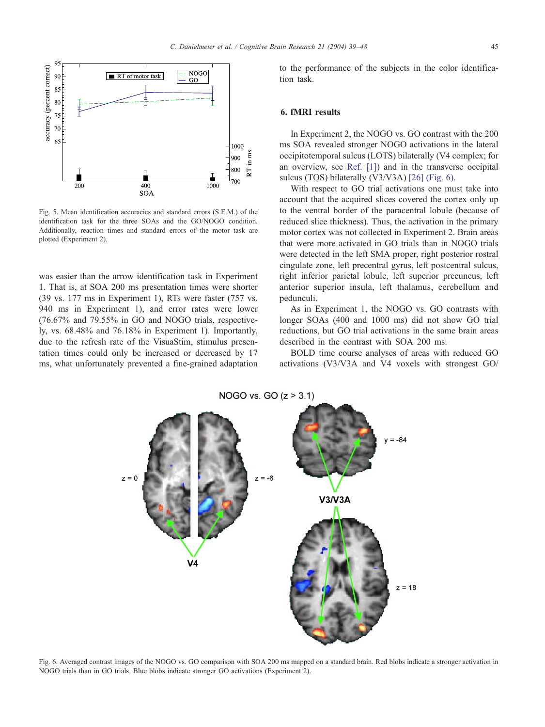Fig. 5. Mean identification accuracies and standard errors (S.E.M.) of the identification task for the three SOAs and the GO/NOGO condition. Additionally, reaction times and standard errors of the motor task are plotted (Experiment 2).

was easier than the arrow identification task in Experiment 1. That is, at SOA 200 ms presentation times were shorter (39 vs. 177 ms in Experiment 1), RTs were faster (757 vs. 940 ms in Experiment 1), and error rates were lower (76.67% and 79.55% in GO and NOGO trials, respectively, vs. 68.48% and 76.18% in Experiment 1). Importantly, due to the refresh rate of the VisuaStim, stimulus presentation times could only be increased or decreased by 17 ms, what unfortunately prevented a fine-grained adaptation to the performance of the subjects in the color identification task.

## 6. fMRI results

In Experiment 2, the NOGO vs. GO contrast with the 200 ms SOA revealed stronger NOGO activations in the lateral occipitotemporal sulcus (LOTS) bilaterally (V4 complex; for an overview, see Ref. [1]) and in the transverse occipital sulcus (TOS) bilaterally (V3/V3A) [26] (Fig. 6).

With respect to GO trial activations one must take into account that the acquired slices covered the cortex only up to the ventral border of the paracentral lobule (because of reduced slice thickness). Thus, the activation in the primary motor cortex was not collected in Experiment 2. Brain areas that were more activated in GO trials than in NOGO trials were detected in the left SMA proper, right posterior rostral cingulate zone, left precentral gyrus, left postcentral sulcus, right inferior parietal lobule, left superior precuneus, left anterior superior insula, left thalamus, cerebellum and pedunculi.

As in Experiment 1, the NOGO vs. GO contrasts with longer SOAs (400 and 1000 ms) did not show GO trial reductions, but GO trial activations in the same brain areas described in the contrast with SOA 200 ms.

BOLD time course analyses of areas with reduced GO activations (V3/V3A and V4 voxels with strongest GO/

Fig. 6. Averaged contrast images of the NOGO vs. GO comparison with SOA 200 ms mapped on a standard brain. Red blobs indicate a stronger activation in NOGO trials than in GO trials. Blue blobs indicate stronger GO activations (Experiment 2).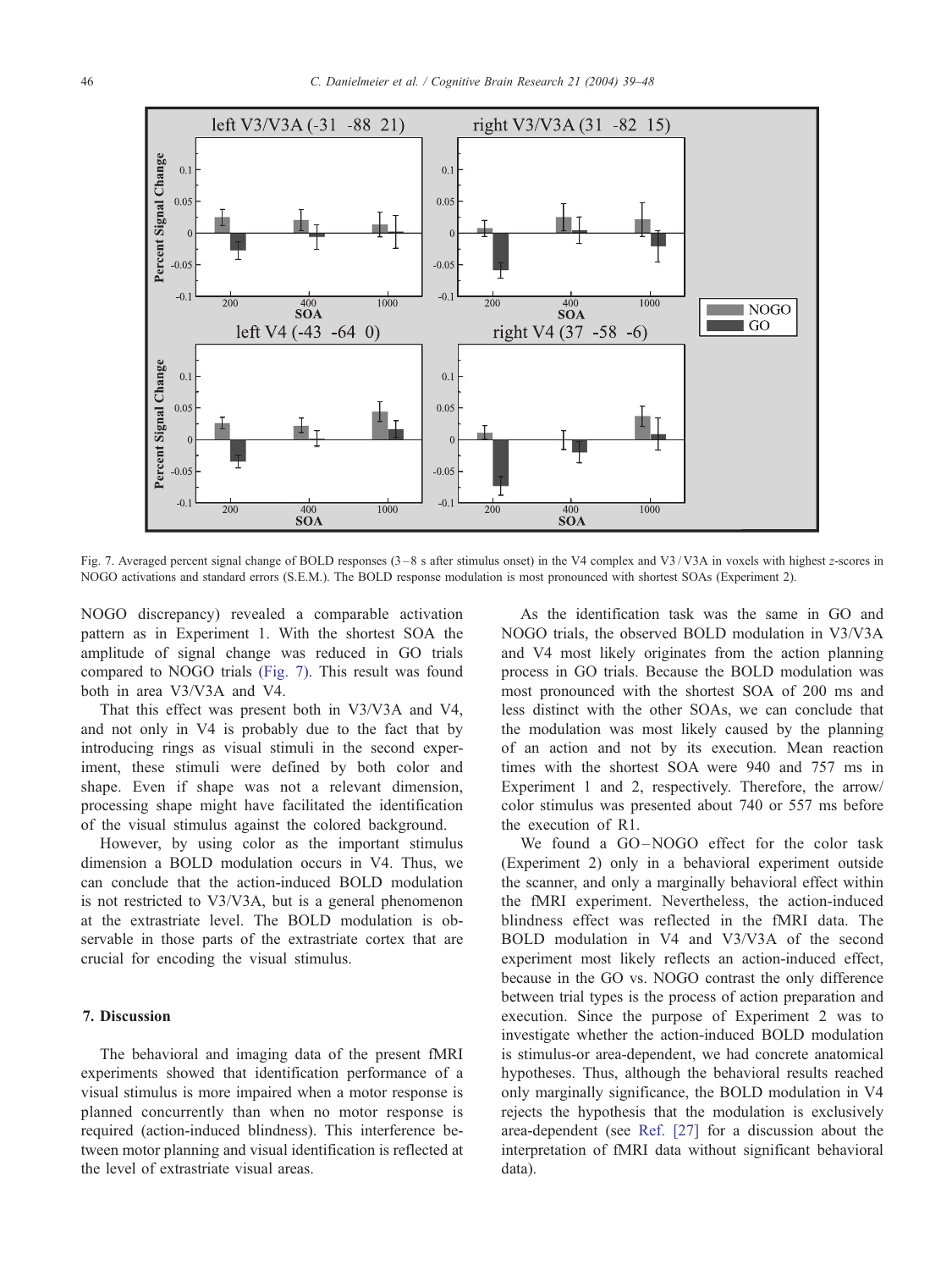Fig. 7. Averaged percent signal change of BOLD responses (3–8 s after stimulus onset) in the V4 complex and V3/V3A in voxels with highest $z$-scores in NOGO activations and standard errors (S.E.M.). The BOLD response modulation is most pronounced with shortest SOAs (Experiment 2).

NOGO discrepancy) revealed a comparable activation pattern as in Experiment 1. With the shortest SOA the amplitude of signal change was reduced in GO trials compared to NOGO trials (Fig. 7). This result was found both in area V3/V3A and V4.

That this effect was present both in V3/V3A and V4, and not only in V4 is probably due to the fact that by introducing rings as visual stimuli in the second experiment, these stimuli were defined by both color and shape. Even if shape was not a relevant dimension, processing shape might have facilitated the identification of the visual stimulus against the colored background.

However, by using color as the important stimulus dimension a BOLD modulation occurs in V4. Thus, we can conclude that the action-induced BOLD modulation is not restricted to V3/V3A, but is a general phenomenon at the extrastriate level. The BOLD modulation is observable in those parts of the extrastriate cortex that are crucial for encoding the visual stimulus.

## 7. Discussion

The behavioral and imaging data of the present fMRI experiments showed that identification performance of a visual stimulus is more impaired when a motor response is planned concurrently than when no motor response is required (action-induced blindness). This interference between motor planning and visual identification is reflected at the level of extrastriate visual areas.

As the identification task was the same in GO and NOGO trials, the observed BOLD modulation in V3/V3A and V4 most likely originates from the action planning process in GO trials. Because the BOLD modulation was most pronounced with the shortest SOA of 200 ms and less distinct with the other SOAs, we can conclude that the modulation was most likely caused by the planning of an action and not by its execution. Mean reaction times with the shortest SOA were 940 and 757 ms in Experiment 1 and 2, respectively. Therefore, the arrow/color stimulus was presented about 740 or 557 ms before the execution of R1.

We found a GO–NOGO effect for the color task (Experiment 2) only in a behavioral experiment outside the scanner, and only a marginally behavioral effect within the fMRI experiment. Nevertheless, the action-induced blindness effect was reflected in the fMRI data. The BOLD modulation in V4 and V3/V3A of the second experiment most likely reflects an action-induced effect, because in the GO vs. NOGO contrast the only difference between trial types is the process of action preparation and execution. Since the purpose of Experiment 2 was to investigate whether the action-induced BOLD modulation is stimulus-or area-dependent, we had concrete anatomical hypotheses. Thus, although the behavioral results reached only marginally significance, the BOLD modulation in V4 rejects the hypothesis that the modulation is exclusively area-dependent (see Ref. [27] for a discussion about the interpretation of fMRI data without significant behavioral data).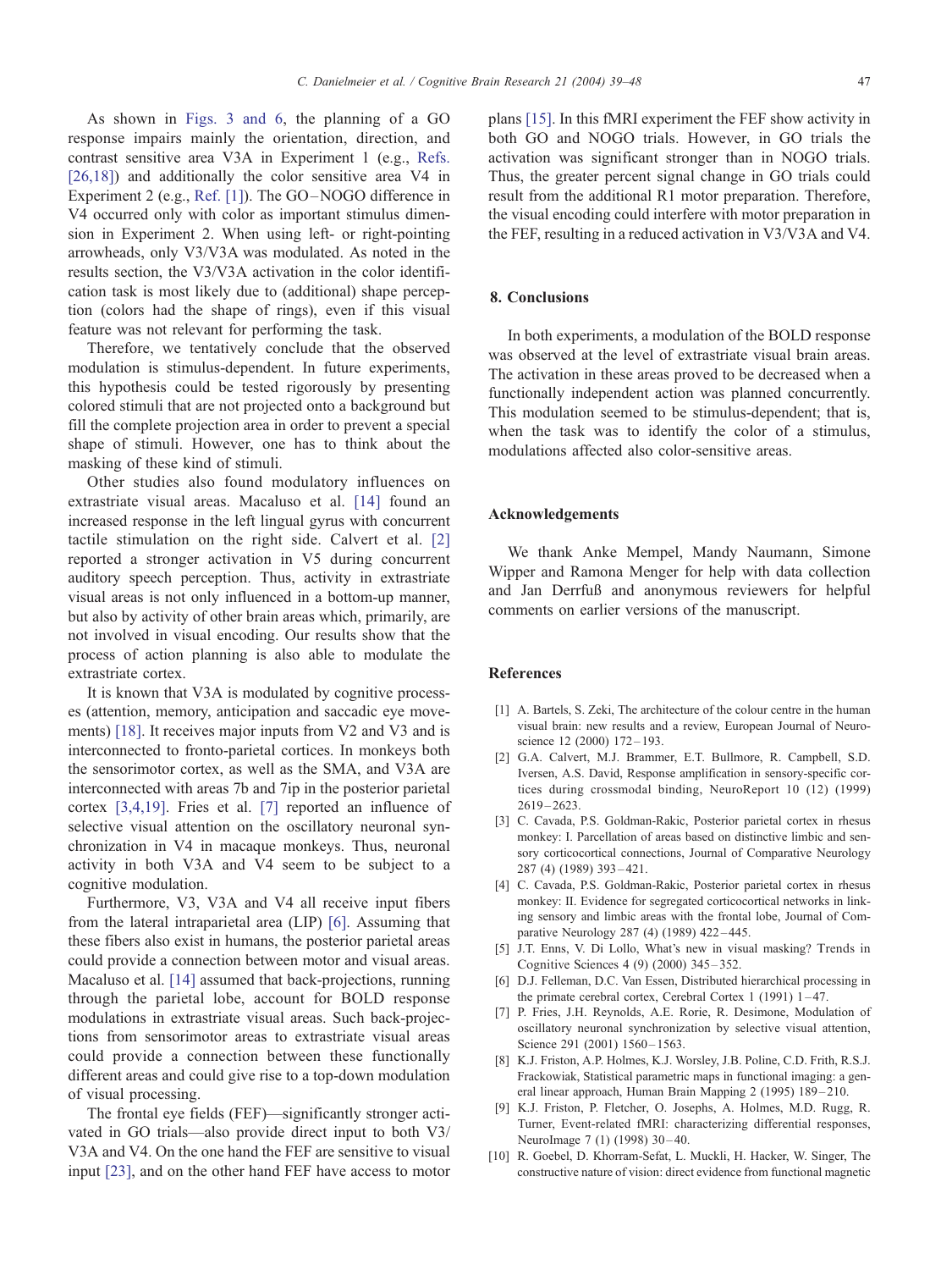As shown in Figs. 3 and 6, the planning of a GO response impairs mainly the orientation, direction, and contrast sensitive area V3A in Experiment 1 (e.g., Refs. [26,18]) and additionally the color sensitive area V4 in Experiment 2 (e.g., Ref. [1]). The GO–NOGO difference in V4 occurred only with color as important stimulus dimension in Experiment 2. When using left- or right-pointing arrowheads, only V3/V3A was modulated. As noted in the results section, the V3/V3A activation in the color identification task is most likely due to (additional) shape perception (colors had the shape of rings), even if this visual feature was not relevant for performing the task.

Therefore, we tentatively conclude that the observed modulation is stimulus-dependent. In future experiments, this hypothesis could be tested rigorously by presenting colored stimuli that are not projected onto a background but fill the complete projection area in order to prevent a special shape of stimuli. However, one has to think about the masking of these kind of stimuli.

Other studies also found modulatory influences on extrastriate visual areas. Macaluso et al. [14] found an increased response in the left lingual gyrus with concurrent tactile stimulation on the right side. Calvert et al. [2] reported a stronger activation in V5 during concurrent auditory speech perception. Thus, activity in extrastriate visual areas is not only influenced in a bottom-up manner, but also by activity of other brain areas which, primarily, are not involved in visual encoding. Our results show that the process of action planning is also able to modulate the extrastriate cortex.

It is known that V3A is modulated by cognitive processes (attention, memory, anticipation and saccadic eye movements) [18]. It receives major inputs from V2 and V3 and is interconnected to fronto-parietal cortices. In monkeys both the sensorimotor cortex, as well as the SMA, and V3A are interconnected with areas 7b and 7ip in the posterior parietal cortex [3,4,19]. Fries et al. [7] reported an influence of selective visual attention on the oscillatory neuronal synchronization in V4 in macaque monkeys. Thus, neuronal activity in both V3A and V4 seem to be subject to a cognitive modulation.

Furthermore, V3, V3A and V4 all receive input fibers from the lateral intraparietal area (LIP) [6]. Assuming that these fibers also exist in humans, the posterior parietal areas could provide a connection between motor and visual areas. Macaluso et al. [14] assumed that back-projections, running through the parietal lobe, account for BOLD response modulations in extrastriate visual areas. Such back-projections from sensorimotor areas to extrastriate visual areas could provide a connection between these functionally different areas and could give rise to a top-down modulation of visual processing.

The frontal eye fields (FEF)—significantly stronger activated in GO trials—also provide direct input to both V3/V3A and V4. On the one hand the FEF are sensitive to visual input [23], and on the other hand FEF have access to motor plans [15]. In this fMRI experiment the FEF show activity in both GO and NOGO trials. However, in GO trials the activation was significant stronger than in NOGO trials. Thus, the greater percent signal change in GO trials could result from the additional R1 motor preparation. Therefore, the visual encoding could interfere with motor preparation in the FEF, resulting in a reduced activation in V3/V3A and V4.

## 8. Conclusions

In both experiments, a modulation of the BOLD response was observed at the level of extrastriate visual brain areas. The activation in these areas proved to be decreased when a functionally independent action was planned concurrently. This modulation seemed to be stimulus-dependent; that is, when the task was to identify the color of a stimulus, modulations affected also color-sensitive areas.

## Acknowledgements

We thank Anke Mempel, Mandy Naumann, Simone Wipper and Ramona Menger for help with data collection and Jan Derrfuß and anonymous reviewers for helpful comments on earlier versions of the manuscript.

## References

[1] A. Bartels, S. Zeki, The architecture of the colour centre in the human visual brain: new results and a review, European Journal of Neuroscience 12 (2000) 172–193.

[2] G.A. Calvert, M.J. Brammer, E.T. Bullmore, R. Campbell, S.D. Iversen, A.S. David, Response amplification in sensory-specific cortices during crossmodal binding, NeuroReport 10 (12) (1999) 2619–2623.

[3] C. Cavada, P.S. Goldman-Rakic, Posterior parietal cortex in rhesus monkey: I. Parcellation of areas based on distinctive limbic and sensory corticocortical connections, Journal of Comparative Neurology 287 (4) (1989) 393–421.

[4] C. Cavada, P.S. Goldman-Rakic, Posterior parietal cortex in rhesus monkey: II. Evidence for segregated corticocortical networks in linking sensory and limbic areas with the frontal lobe, Journal of Comparative Neurology 287 (4) (1989) 422–445.

[5] J.T. Enns, V. Di Lollo, What's new in visual masking? Trends in Cognitive Sciences 4 (9) (2000) 345–352.

[6] D.J. Felleman, D.C. Van Essen, Distributed hierarchical processing in the primate cerebral cortex, Cerebral Cortex 1 (1991) 1–47.

[7] P. Fries, J.H. Reynolds, A.E. Rorie, R. Desimone, Modulation of oscillatory neuronal synchronization by selective visual attention, Science 291 (2001) 1560–1563.

[8] K.J. Friston, A.P. Holmes, K.J. Worsley, J.B. Poline, C.D. Frith, R.S.J. Frackowiak, Statistical parametric maps in functional imaging: a general linear approach, Human Brain Mapping 2 (1995) 189–210.

[9] K.J. Friston, P. Fletcher, O. Josephs, A. Holmes, M.D. Rugg, R. Turner, Event-related fMRI: characterizing differential responses, NeuroImage 7 (1) (1998) 30–40.

[10] R. Goebel, D. Khorram-Sefat, L. Muckli, H. Hacker, W. Singer, The constructive nature of vision: direct evidence from functional magnetic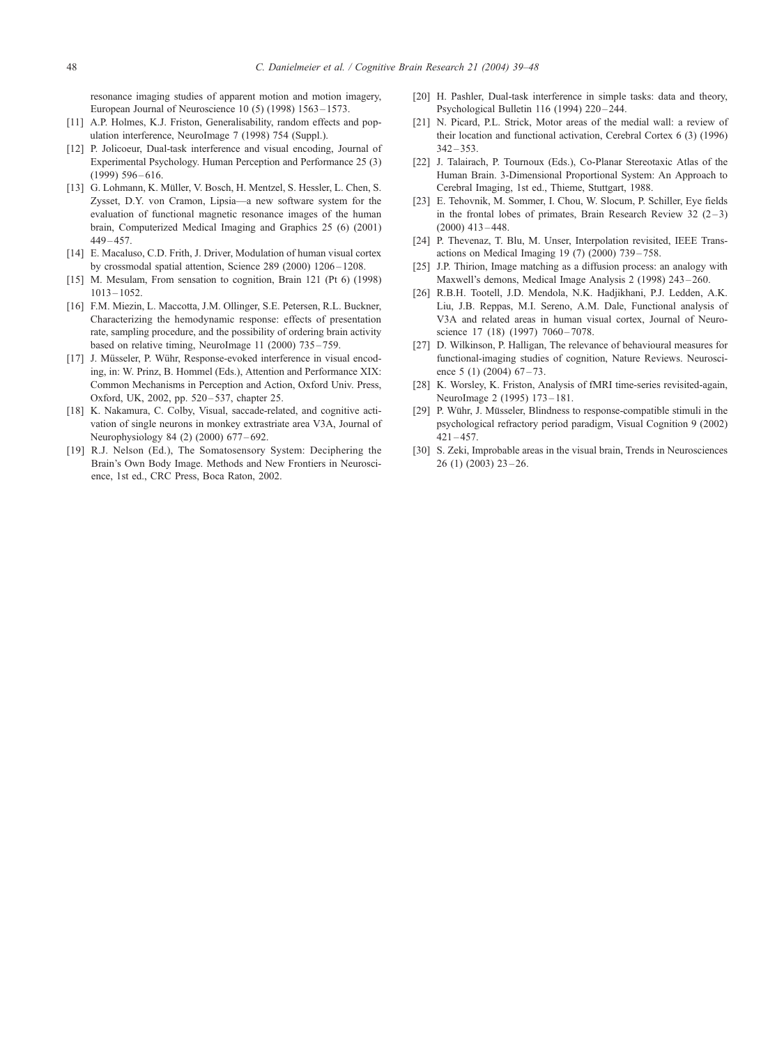resonance imaging studies of apparent motion and motion imagery, European Journal of Neuroscience 10 (5) (1998) 1563–1573.

[11] A.P. Holmes, K.J. Friston, Generalisability, random effects and population interference, NeuroImage 7 (1998) 754 (Suppl.).

[12] P. Jolicoeur, Dual-task interference and visual encoding, Journal of Experimental Psychology. Human Perception and Performance 25 (3) (1999) 596–616.

[13] G. Lohmann, K. Müller, V. Bosch, H. Mentzel, S. Hessler, L. Chen, S. Zysset, D.Y. von Cramon, Lipsia—a new software system for the evaluation of functional magnetic resonance images of the human brain, Computerized Medical Imaging and Graphics 25 (6) (2001) 449–457.

[14] E. Macaluso, C.D. Frith, J. Driver, Modulation of human visual cortex by crossmodal spatial attention, Science 289 (2000) 1206–1208.

[15] M. Mesulam, From sensation to cognition, Brain 121 (Pt 6) (1998) 1013–1052.

[16] F.M. Miezin, L. Maccotta, J.M. Ollinger, S.E. Petersen, R.L. Buckner, Characterizing the hemodynamic response: effects of presentation rate, sampling procedure, and the possibility of ordering brain activity based on relative timing, NeuroImage 11 (2000) 735–759.

[17] J. Müsseler, P. Wühr, Response-evoked interference in visual encoding, in: W. Prinz, B. Hommel (Eds.), Attention and Performance XIX: Common Mechanisms in Perception and Action, Oxford Univ. Press, Oxford, UK, 2002, pp. 520–537, chapter 25.

[18] K. Nakamura, C. Colby, Visual, saccade-related, and cognitive activation of single neurons in monkey extrastriate area V3A, Journal of Neurophysiology 84 (2) (2000) 677–692.

[19] R.J. Nelson (Ed.), The Somatosensory System: Deciphering the Brain's Own Body Image. Methods and New Frontiers in Neuroscience, 1st ed., CRC Press, Boca Raton, 2002.

[20] H. Pashler, Dual-task interference in simple tasks: data and theory, Psychological Bulletin 116 (1994) 220–244.

[21] N. Picard, P.L. Strick, Motor areas of the medial wall: a review of their location and functional activation, Cerebral Cortex 6 (3) (1996) 342–353.

[22] J. Talairach, P. Tournoux (Eds.), Co-Planar Stereotaxic Atlas of the Human Brain. 3-Dimensional Proportional System: An Approach to Cerebral Imaging, 1st ed., Thieme, Stuttgart, 1988.

[23] E. Tehovnik, M. Sommer, I. Chou, W. Slocum, P. Schiller, Eye fields in the frontal lobes of primates, Brain Research Review 32 (2–3) (2000) 413–448.

[24] P. Thevenaz, T. Blu, M. Unser, Interpolation revisited, IEEE Transactions on Medical Imaging 19 (7) (2000) 739–758.

[25] J.P. Thirion, Image matching as a diffusion process: an analogy with Maxwell's demons, Medical Image Analysis 2 (1998) 243–260.

[26] R.B.H. Tootell, J.D. Mendola, N.K. Hadjikhani, P.J. Ledden, A.K. Liu, J.B. Reppas, M.I. Sereno, A.M. Dale, Functional analysis of V3A and related areas in human visual cortex, Journal of Neuroscience 17 (18) (1997) 7060–7078.

[27] D. Wilkinson, P. Halligan, The relevance of behavioural measures for functional-imaging studies of cognition, Nature Reviews. Neuroscience 5 (1) (2004) 67–73.

[28] K. Worsley, K. Friston, Analysis of fMRI time-series revisited-again, NeuroImage 2 (1995) 173–181.

[29] P. Wühr, J. Müsseler, Blindness to response-compatible stimuli in the psychological refractory period paradigm, Visual Cognition 9 (2002) 421–457.

[30] S. Zeki, Improbable areas in the visual brain, Trends in Neurosciences 26 (1) (2003) 23–26.